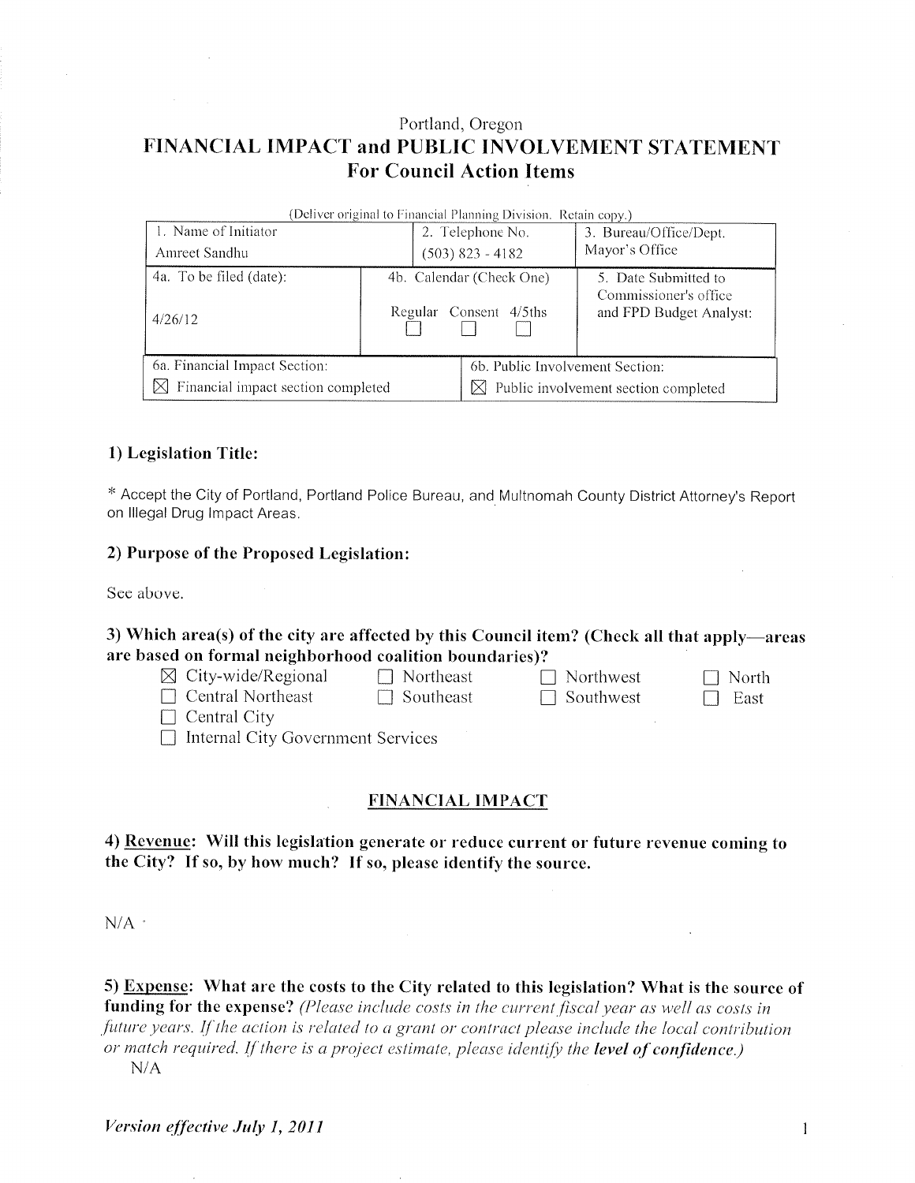Portland, Oregon

# FINANCIAL IMPACT and PUBLIC INVOLVEMENT STATEMENT
## For Council Action Items

(Deliver original to Financial Planning Division. Retain copy.)

| 1. Name of Initiator | 2. Telephone No. | 3. Bureau/Office/Dept. |
|---|---|---|
| Amreet Sandhu | (503) 823 - 4182 | Mayor's Office |
| 4a. To be filed (date): 4/26/12 | 4b. Calendar (Check One) Regular ☐ Consent ☐ 4/5ths ☐ | 5. Date Submitted to Commissioner's office and FPD Budget Analyst: |
| 6a. Financial Impact Section: ☒ Financial impact section completed | 6b. Public Involvement Section: ☒ Public involvement section completed | |

### 1) Legislation Title:

* Accept the City of Portland, Portland Police Bureau, and Multnomah County District Attorney's Report on Illegal Drug Impact Areas.

### 2) Purpose of the Proposed Legislation:

See above.

### 3) Which area(s) of the city are affected by this Council item? (Check all that apply—areas are based on formal neighborhood coalition boundaries)?

☒ City-wide/Regional ☐ Northeast ☐ Northwest ☐ North
☐ Central Northeast ☐ Southeast ☐ Southwest ☐ East
☐ Central City
☐ Internal City Government Services

## FINANCIAL IMPACT

### 4) Revenue: Will this legislation generate or reduce current or future revenue coming to the City? If so, by how much? If so, please identify the source.

N/A

### 5) Expense: What are the costs to the City related to this legislation? What is the source of funding for the expense? *(Please include costs in the current fiscal year as well as costs in future years. If the action is related to a grant or contract please include the local contribution or match required. If there is a project estimate, please identify the* ***level of confidence****.)*

N/A

*Version effective July 1, 2011*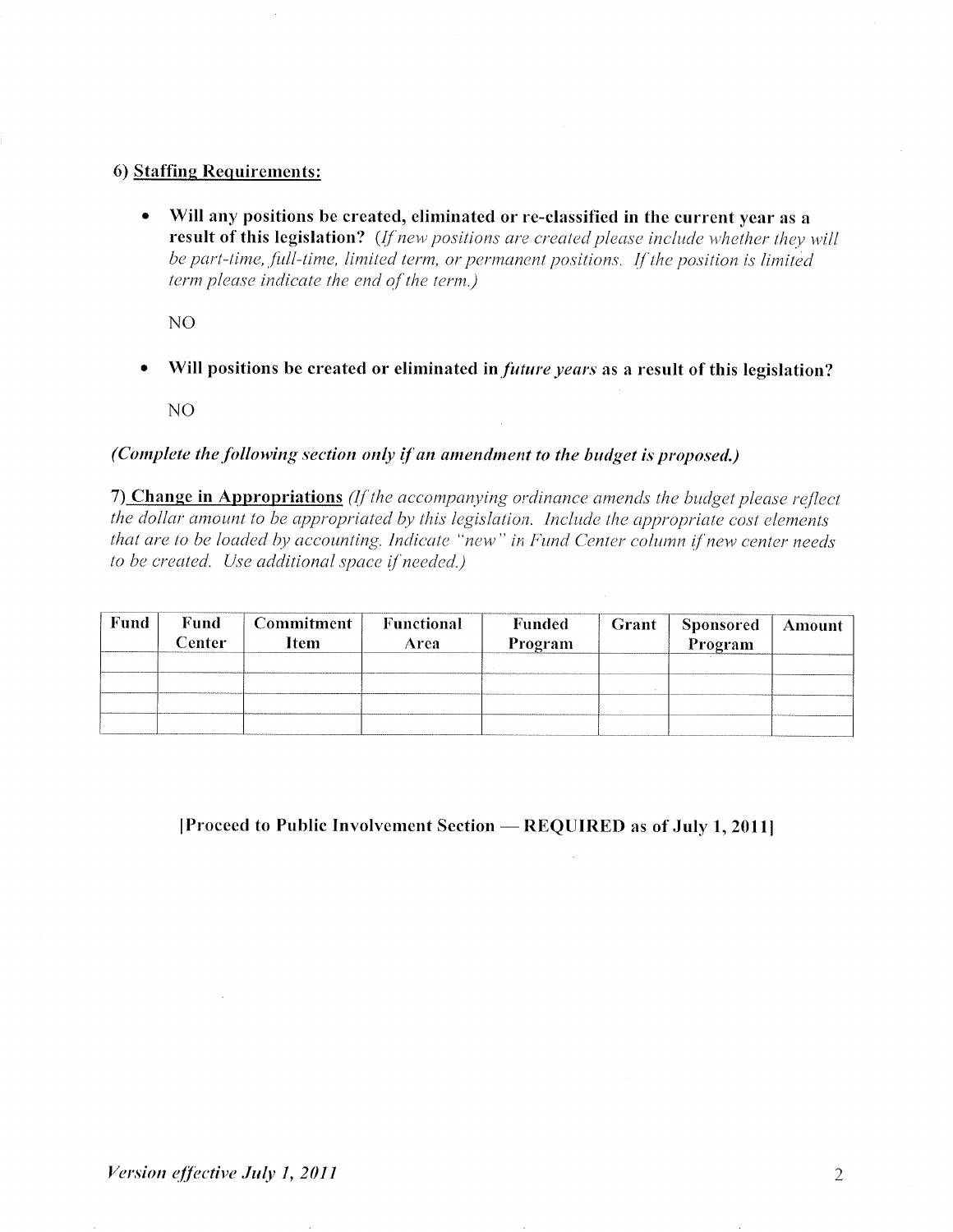6) **Staffing Requirements:**

- **Will any positions be created, eliminated or re-classified in the current year as a result of this legislation?** *(If new positions are created please include whether they will be part-time, full-time, limited term, or permanent positions. If the position is limited term please indicate the end of the term.)*

  NO

- **Will positions be created or eliminated in *future years* as a result of this legislation?**

  NO

***(Complete the following section only if an amendment to the budget is proposed.)***

7) **Change in Appropriations** *(If the accompanying ordinance amends the budget please reflect the dollar amount to be appropriated by this legislation. Include the appropriate cost elements that are to be loaded by accounting. Indicate "new" in Fund Center column if new center needs to be created. Use additional space if needed.)*

| Fund | Fund Center | Commitment Item | Functional Area | Funded Program | Grant | Sponsored Program | Amount |
|---|---|---|---|---|---|---|---|
| | | | | | | | |
| | | | | | | | |
| | | | | | | | |
| | | | | | | | |

**[Proceed to Public Involvement Section — REQUIRED as of July 1, 2011]**

*Version effective July 1, 2011*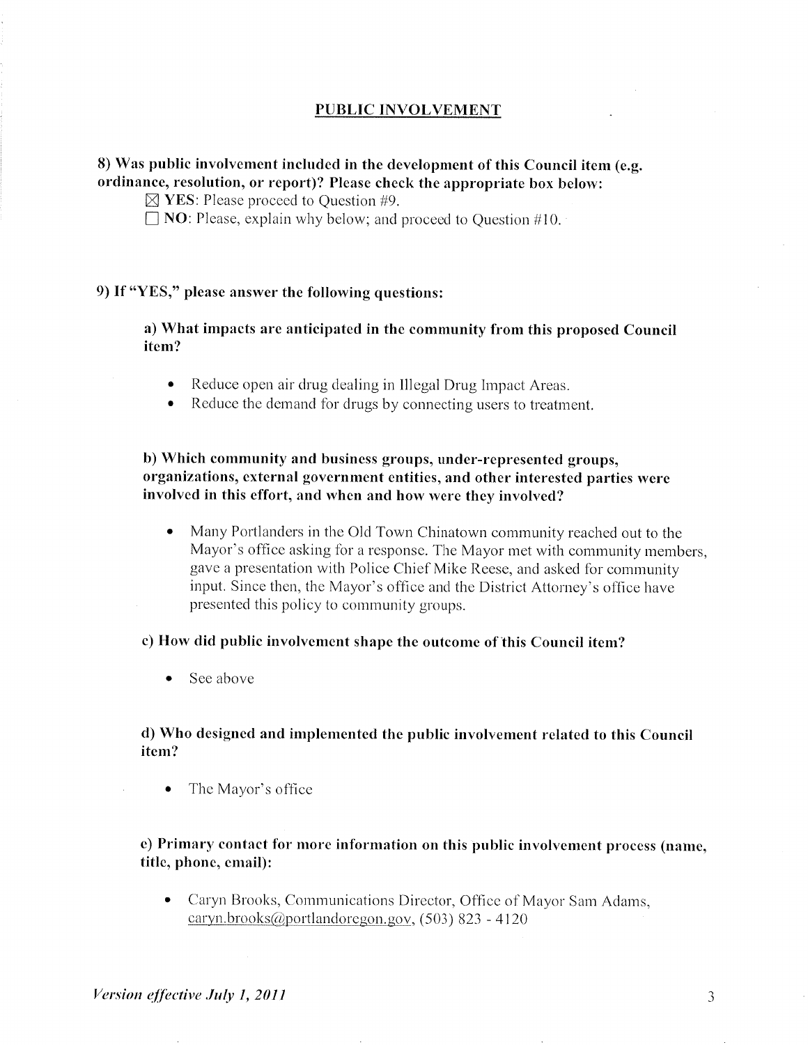## PUBLIC INVOLVEMENT

**8) Was public involvement included in the development of this Council item (e.g. ordinance, resolution, or report)? Please check the appropriate box below:**

☒ **YES**: Please proceed to Question #9.

☐ **NO**: Please, explain why below; and proceed to Question #10.

**9) If "YES," please answer the following questions:**

**a) What impacts are anticipated in the community from this proposed Council item?**

- Reduce open air drug dealing in Illegal Drug Impact Areas.
- Reduce the demand for drugs by connecting users to treatment.

**b) Which community and business groups, under-represented groups, organizations, external government entities, and other interested parties were involved in this effort, and when and how were they involved?**

- Many Portlanders in the Old Town Chinatown community reached out to the Mayor's office asking for a response. The Mayor met with community members, gave a presentation with Police Chief Mike Reese, and asked for community input. Since then, the Mayor's office and the District Attorney's office have presented this policy to community groups.

**c) How did public involvement shape the outcome of this Council item?**

- See above

**d) Who designed and implemented the public involvement related to this Council item?**

- The Mayor's office

**e) Primary contact for more information on this public involvement process (name, title, phone, email):**

- Caryn Brooks, Communications Director, Office of Mayor Sam Adams, caryn.brooks@portlandoregon.gov, (503) 823 - 4120

*Version effective July 1, 2011*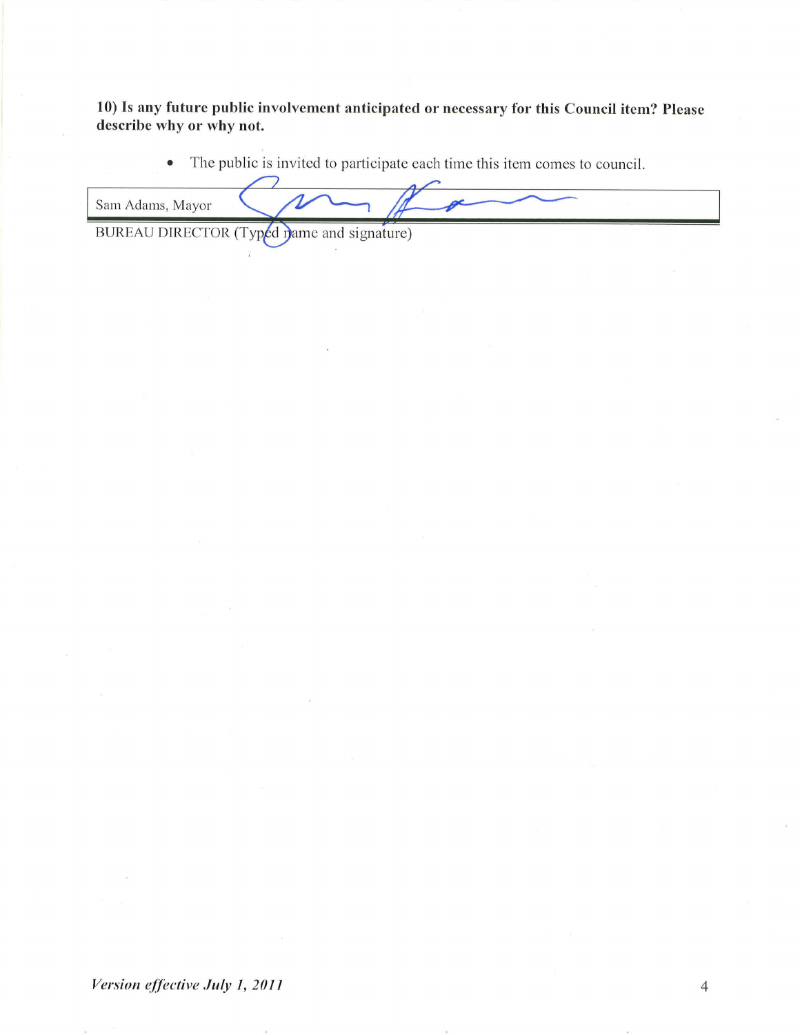**10) Is any future public involvement anticipated or necessary for this Council item? Please describe why or why not.**

- The public is invited to participate each time this item comes to council.

| Sam Adams, Mayor |
|---|

BUREAU DIRECTOR (Typed name and signature)

*Version effective July 1, 2011*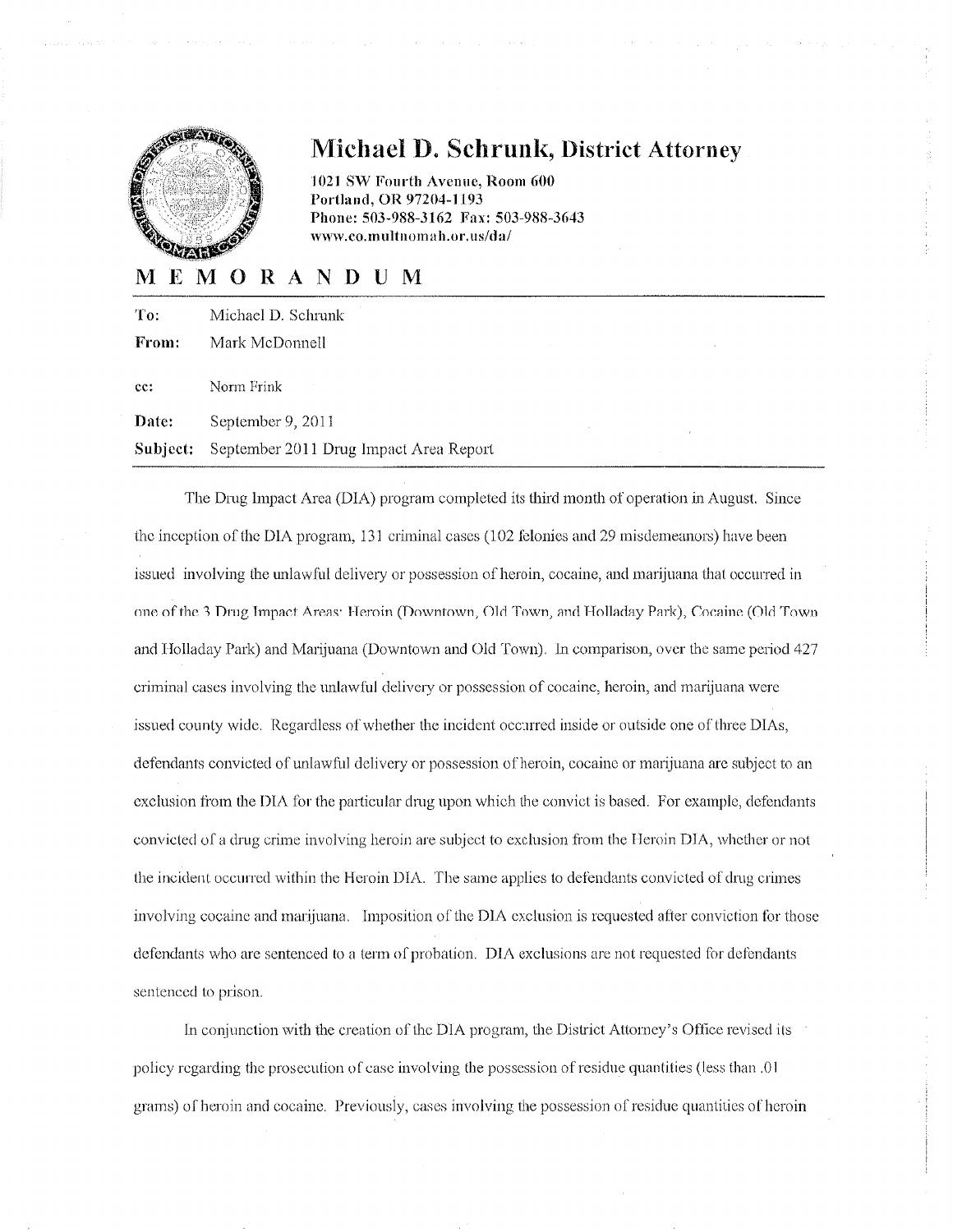# Michael D. Schrunk, District Attorney

1021 SW Fourth Avenue, Room 600
Portland, OR 97204-1193
Phone: 503-988-3162 Fax: 503-988-3643
www.co.multnomah.or.us/da/

## MEMORANDUM

**To:** Michael D. Schrunk

**From:** Mark McDonnell

**cc:** Norm Frink

**Date:** September 9, 2011

**Subject:** September 2011 Drug Impact Area Report

The Drug Impact Area (DIA) program completed its third month of operation in August. Since the inception of the DIA program, 131 criminal cases (102 felonies and 29 misdemeanors) have been issued involving the unlawful delivery or possession of heroin, cocaine, and marijuana that occurred in one of the 3 Drug Impact Areas: Heroin (Downtown, Old Town, and Holladay Park), Cocaine (Old Town and Holladay Park) and Marijuana (Downtown and Old Town). In comparison, over the same period 427 criminal cases involving the unlawful delivery or possession of cocaine, heroin, and marijuana were issued county wide. Regardless of whether the incident occurred inside or outside one of three DIAs, defendants convicted of unlawful delivery or possession of heroin, cocaine or marijuana are subject to an exclusion from the DIA for the particular drug upon which the convict is based. For example, defendants convicted of a drug crime involving heroin are subject to exclusion from the Heroin DIA, whether or not the incident occurred within the Heroin DIA. The same applies to defendants convicted of drug crimes involving cocaine and marijuana. Imposition of the DIA exclusion is requested after conviction for those defendants who are sentenced to a term of probation. DIA exclusions are not requested for defendants sentenced to prison.

In conjunction with the creation of the DIA program, the District Attorney's Office revised its policy regarding the prosecution of case involving the possession of residue quantities (less than .01 grams) of heroin and cocaine. Previously, cases involving the possession of residue quantities of heroin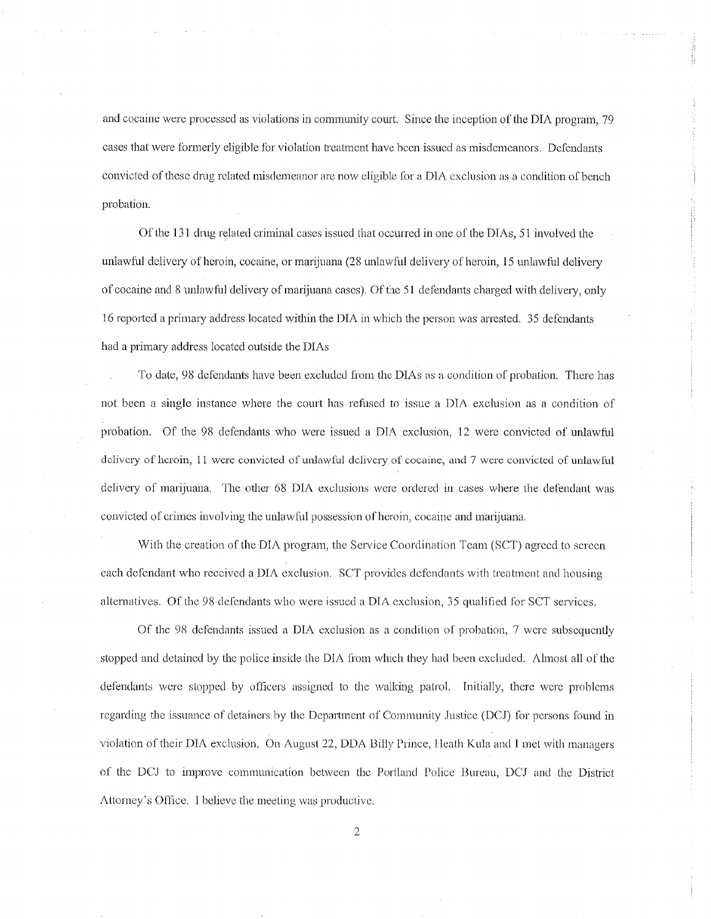and cocaine were processed as violations in community court. Since the inception of the DIA program, 79 cases that were formerly eligible for violation treatment have been issued as misdemeanors. Defendants convicted of these drug related misdemeanor are now eligible for a DIA exclusion as a condition of bench probation.

Of the 131 drug related criminal cases issued that occurred in one of the DIAs, 51 involved the unlawful delivery of heroin, cocaine, or marijuana (28 unlawful delivery of heroin, 15 unlawful delivery of cocaine and 8 unlawful delivery of marijuana cases). Of the 51 defendants charged with delivery, only 16 reported a primary address located within the DIA in which the person was arrested. 35 defendants had a primary address located outside the DIAs

To date, 98 defendants have been excluded from the DIAs as a condition of probation. There has not been a single instance where the court has refused to issue a DIA exclusion as a condition of probation. Of the 98 defendants who were issued a DIA exclusion, 12 were convicted of unlawful delivery of heroin, 11 were convicted of unlawful delivery of cocaine, and 7 were convicted of unlawful delivery of marijuana. The other 68 DIA exclusions were ordered in cases where the defendant was convicted of crimes involving the unlawful possession of heroin, cocaine and marijuana.

With the creation of the DIA program, the Service Coordination Team (SCT) agreed to screen each defendant who received a DIA exclusion. SCT provides defendants with treatment and housing alternatives. Of the 98 defendants who were issued a DIA exclusion, 35 qualified for SCT services.

Of the 98 defendants issued a DIA exclusion as a condition of probation, 7 were subsequently stopped and detained by the police inside the DIA from which they had been excluded. Almost all of the defendants were stopped by officers assigned to the walking patrol. Initially, there were problems regarding the issuance of detainers by the Department of Community Justice (DCJ) for persons found in violation of their DIA exclusion. On August 22, DDA Billy Prince, Heath Kula and I met with managers of the DCJ to improve communication between the Portland Police Bureau, DCJ and the District Attorney's Office. I believe the meeting was productive.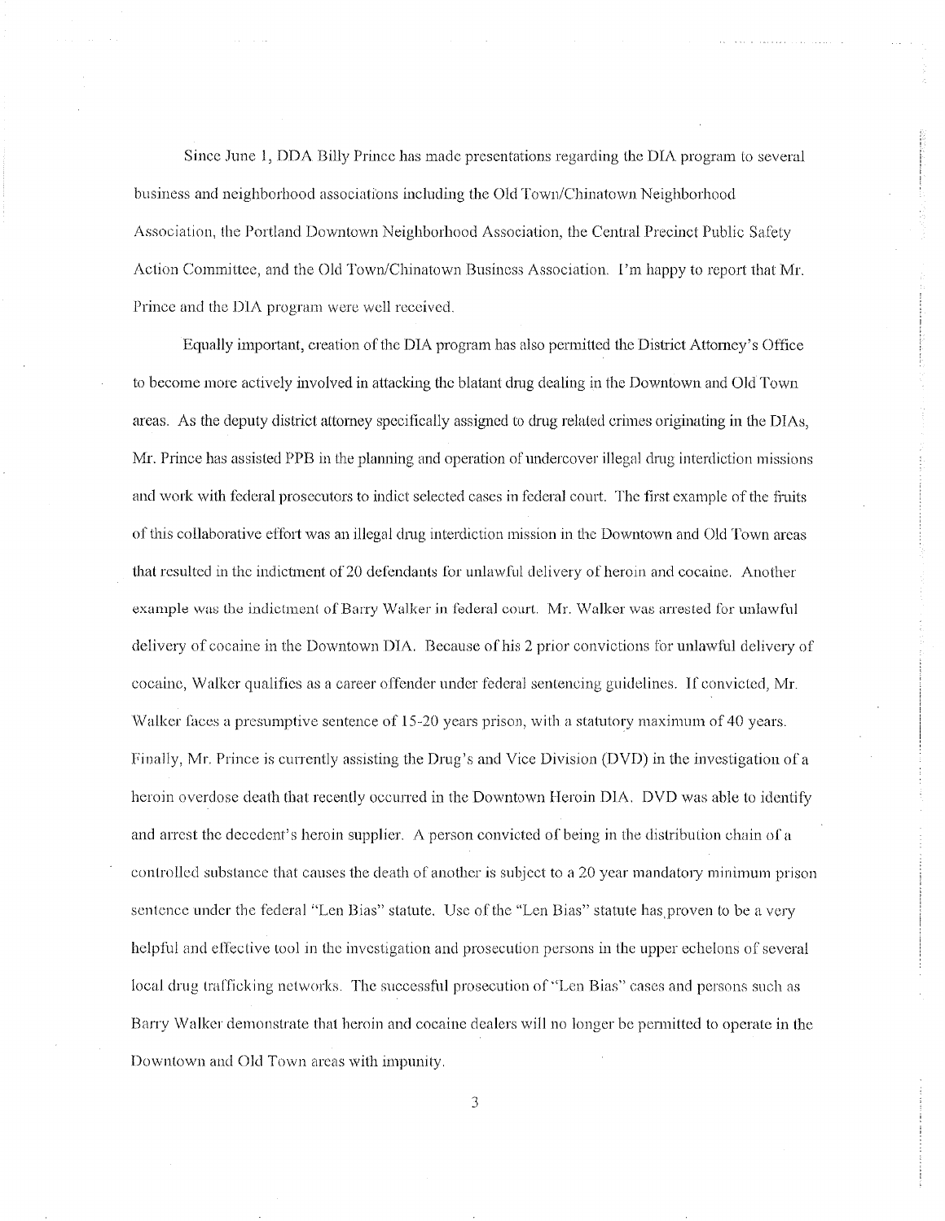Since June 1, DDA Billy Prince has made presentations regarding the DIA program to several business and neighborhood associations including the Old Town/Chinatown Neighborhood Association, the Portland Downtown Neighborhood Association, the Central Precinct Public Safety Action Committee, and the Old Town/Chinatown Business Association. I'm happy to report that Mr. Prince and the DIA program were well received.

Equally important, creation of the DIA program has also permitted the District Attorney's Office to become more actively involved in attacking the blatant drug dealing in the Downtown and Old Town areas. As the deputy district attorney specifically assigned to drug related crimes originating in the DIAs, Mr. Prince has assisted PPB in the planning and operation of undercover illegal drug interdiction missions and work with federal prosecutors to indict selected cases in federal court. The first example of the fruits of this collaborative effort was an illegal drug interdiction mission in the Downtown and Old Town areas that resulted in the indictment of 20 defendants for unlawful delivery of heroin and cocaine. Another example was the indictment of Barry Walker in federal court. Mr. Walker was arrested for unlawful delivery of cocaine in the Downtown DIA. Because of his 2 prior convictions for unlawful delivery of cocaine, Walker qualifies as a career offender under federal sentencing guidelines. If convicted, Mr. Walker faces a presumptive sentence of 15-20 years prison, with a statutory maximum of 40 years. Finally, Mr. Prince is currently assisting the Drug's and Vice Division (DVD) in the investigation of a heroin overdose death that recently occurred in the Downtown Heroin DIA. DVD was able to identify and arrest the decedent's heroin supplier. A person convicted of being in the distribution chain of a controlled substance that causes the death of another is subject to a 20 year mandatory minimum prison sentence under the federal "Len Bias" statute. Use of the "Len Bias" statute has proven to be a very helpful and effective tool in the investigation and prosecution persons in the upper echelons of several local drug trafficking networks. The successful prosecution of "Len Bias" cases and persons such as Barry Walker demonstrate that heroin and cocaine dealers will no longer be permitted to operate in the Downtown and Old Town areas with impunity.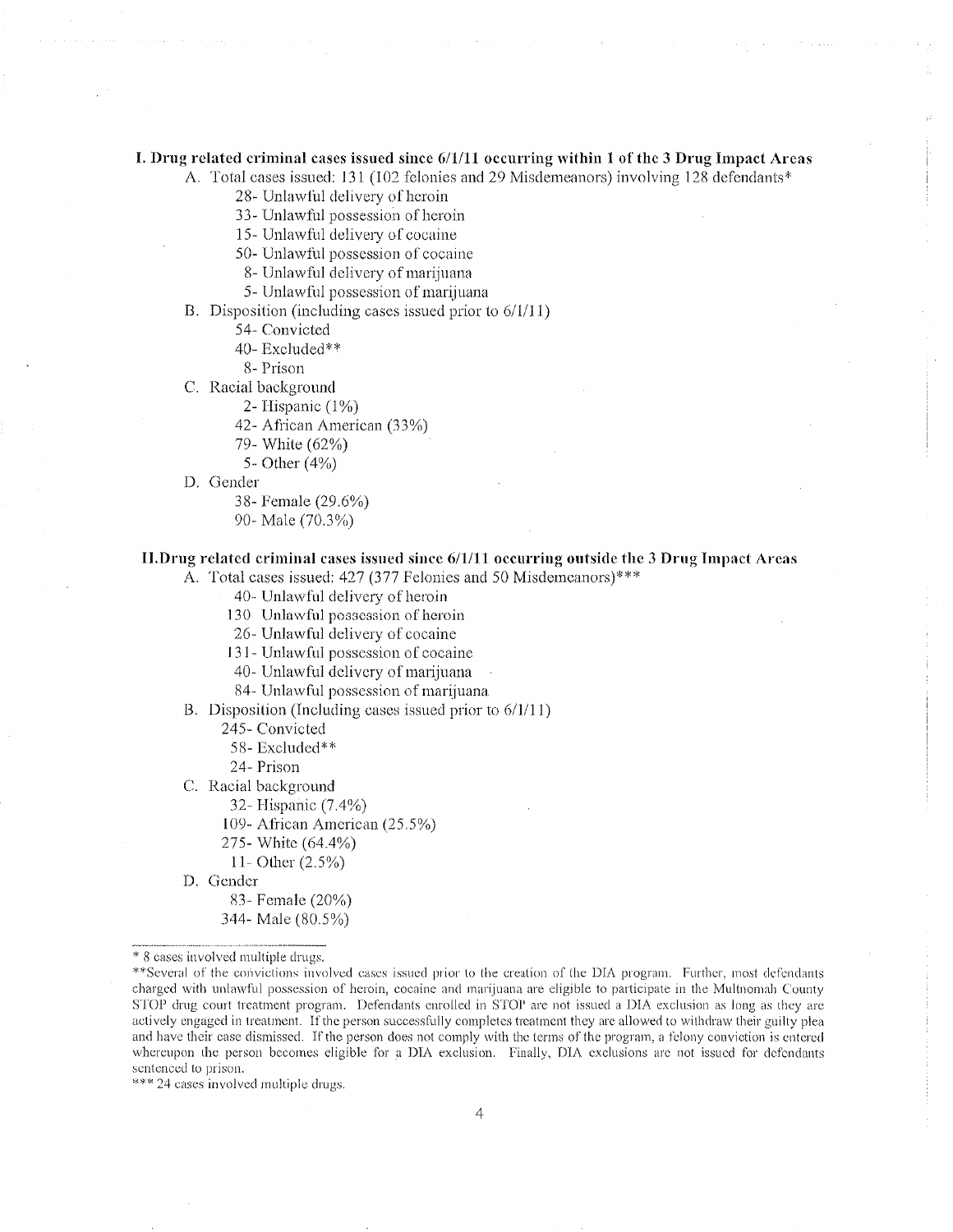**I. Drug related criminal cases issued since 6/1/11 occurring within 1 of the 3 Drug Impact Areas**

A. Total cases issued: 131 (102 felonies and 29 Misdemeanors) involving 128 defendants*
- 28- Unlawful delivery of heroin
- 33- Unlawful possession of heroin
- 15- Unlawful delivery of cocaine
- 50- Unlawful possession of cocaine
- 8- Unlawful delivery of marijuana
- 5- Unlawful possession of marijuana

B. Disposition (including cases issued prior to 6/1/11)
- 54- Convicted
- 40- Excluded**
- 8- Prison

C. Racial background
- 2- Hispanic (1%)
- 42- African American (33%)
- 79- White (62%)
- 5- Other (4%)

D. Gender
- 38- Female (29.6%)
- 90- Male (70.3%)

**II. Drug related criminal cases issued since 6/1/11 occurring outside the 3 Drug Impact Areas**

A. Total cases issued: 427 (377 Felonies and 50 Misdemeanors)***
- 40- Unlawful delivery of heroin
- 130 Unlawful possession of heroin
- 26- Unlawful delivery of cocaine
- 131- Unlawful possession of cocaine
- 40- Unlawful delivery of marijuana
- 84- Unlawful possession of marijuana

B. Disposition (Including cases issued prior to 6/1/11)
- 245- Convicted
- 58- Excluded**
- 24- Prison

C. Racial background
- 32- Hispanic (7.4%)
- 109- African American (25.5%)
- 275- White (64.4%)
- 11- Other (2.5%)

D. Gender
- 83- Female (20%)
- 344- Male (80.5%)

---

\* 8 cases involved multiple drugs.

\*\*Several of the convictions involved cases issued prior to the creation of the DIA program. Further, most defendants charged with unlawful possession of heroin, cocaine and marijuana are eligible to participate in the Multnomah County STOP drug court treatment program. Defendants enrolled in STOP are not issued a DIA exclusion as long as they are actively engaged in treatment. If the person successfully completes treatment they are allowed to withdraw their guilty plea and have their case dismissed. If the person does not comply with the terms of the program, a felony conviction is entered whereupon the person becomes eligible for a DIA exclusion. Finally, DIA exclusions are not issued for defendants sentenced to prison.

\*\*\* 24 cases involved multiple drugs.